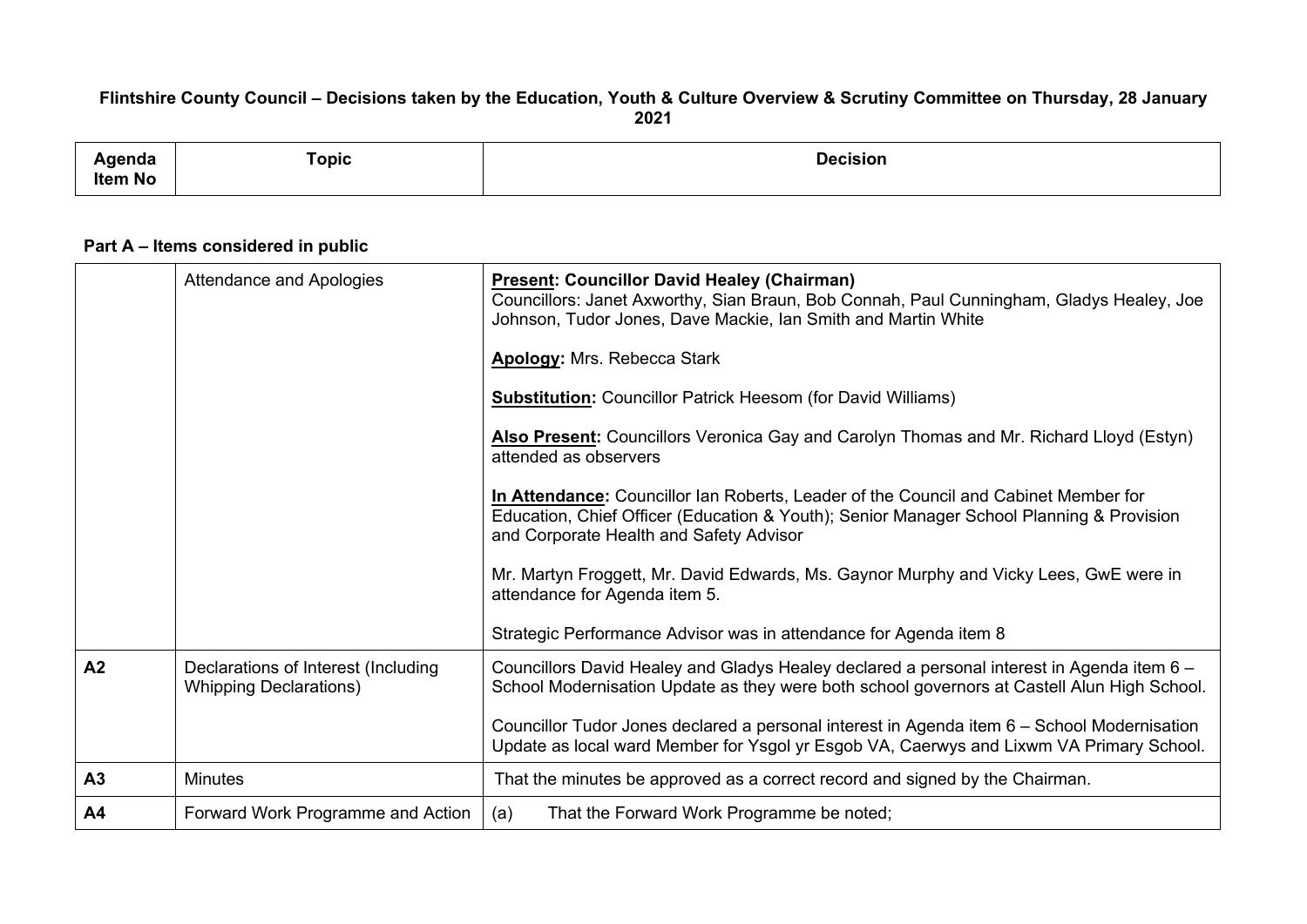**Flintshire County Council – Decisions taken by the Education, Youth & Culture Overview & Scrutiny Committee on Thursday, 28 January 2021**

| Agenda Item No | Topic | Decision |
|---|---|---|

**Part A – Items considered in public**

| Agenda Item No | Topic | Decision |
|---|---|---|
| | Attendance and Apologies | **Present: Councillor David Healey (Chairman)**<br>Councillors: Janet Axworthy, Sian Braun, Bob Connah, Paul Cunningham, Gladys Healey, Joe Johnson, Tudor Jones, Dave Mackie, Ian Smith and Martin White<br><br>**Apology:** Mrs. Rebecca Stark<br><br>**Substitution:** Councillor Patrick Heesom (for David Williams)<br><br>**Also Present:** Councillors Veronica Gay and Carolyn Thomas and Mr. Richard Lloyd (Estyn) attended as observers<br><br>**In Attendance:** Councillor Ian Roberts, Leader of the Council and Cabinet Member for Education, Chief Officer (Education & Youth); Senior Manager School Planning & Provision and Corporate Health and Safety Advisor<br><br>Mr. Martyn Froggett, Mr. David Edwards, Ms. Gaynor Murphy and Vicky Lees, GwE were in attendance for Agenda item 5.<br><br>Strategic Performance Advisor was in attendance for Agenda item 8 |
| **A2** | Declarations of Interest (Including Whipping Declarations) | Councillors David Healey and Gladys Healey declared a personal interest in Agenda item 6 – School Modernisation Update as they were both school governors at Castell Alun High School.<br><br>Councillor Tudor Jones declared a personal interest in Agenda item 6 – School Modernisation Update as local ward Member for Ysgol yr Esgob VA, Caerwys and Lixwm VA Primary School. |
| **A3** | Minutes | That the minutes be approved as a correct record and signed by the Chairman. |
| **A4** | Forward Work Programme and Action | (a) That the Forward Work Programme be noted; |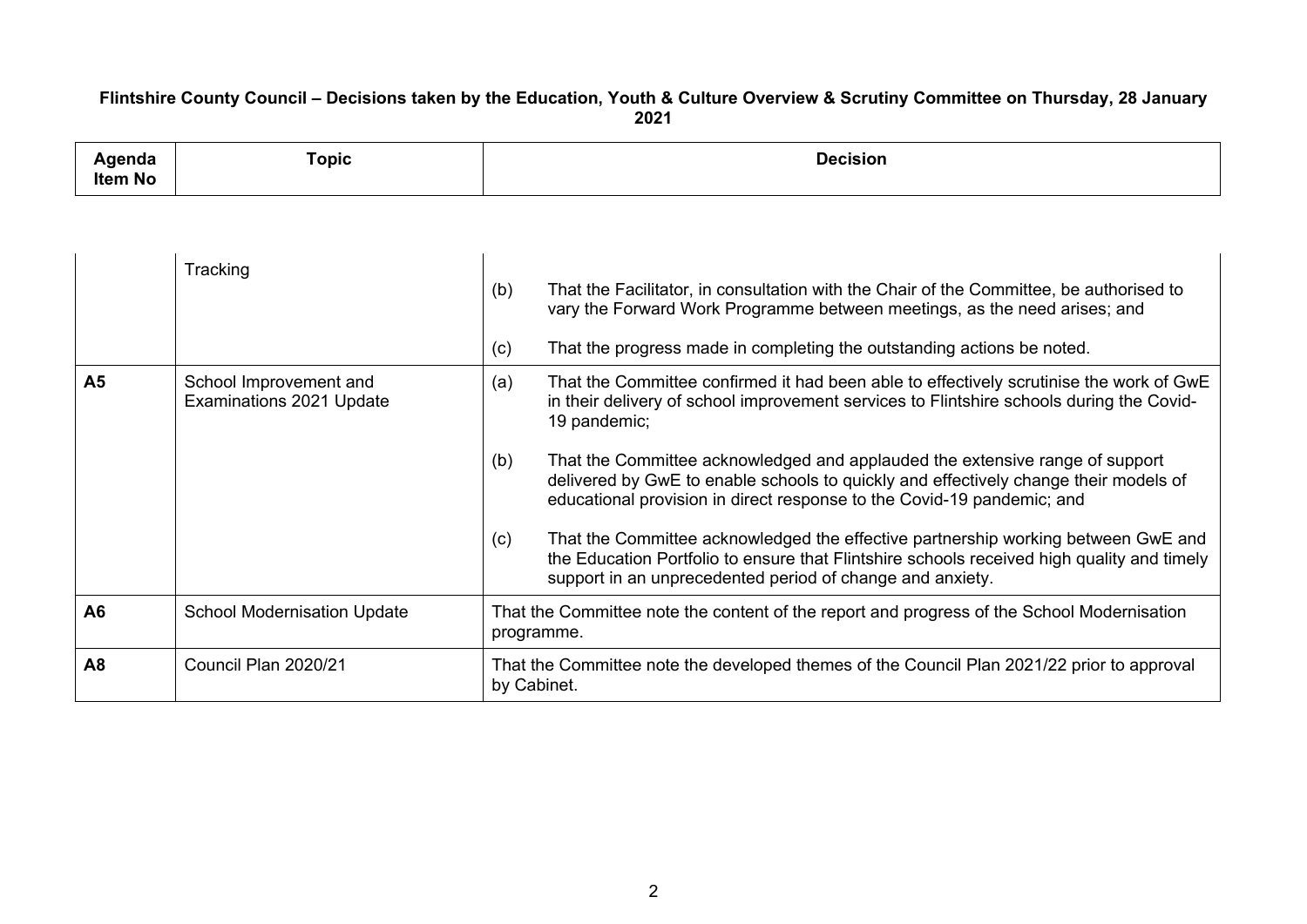**Flintshire County Council – Decisions taken by the Education, Youth & Culture Overview & Scrutiny Committee on Thursday, 28 January 2021**

| Agenda Item No | Topic | Decision |
|---|---|---|
| | Tracking | (b) That the Facilitator, in consultation with the Chair of the Committee, be authorised to vary the Forward Work Programme between meetings, as the need arises; and<br><br>(c) That the progress made in completing the outstanding actions be noted. |
| **A5** | School Improvement and Examinations 2021 Update | (a) That the Committee confirmed it had been able to effectively scrutinise the work of GwE in their delivery of school improvement services to Flintshire schools during the Covid-19 pandemic;<br><br>(b) That the Committee acknowledged and applauded the extensive range of support delivered by GwE to enable schools to quickly and effectively change their models of educational provision in direct response to the Covid-19 pandemic; and<br><br>(c) That the Committee acknowledged the effective partnership working between GwE and the Education Portfolio to ensure that Flintshire schools received high quality and timely support in an unprecedented period of change and anxiety. |
| **A6** | School Modernisation Update | That the Committee note the content of the report and progress of the School Modernisation programme. |
| **A8** | Council Plan 2020/21 | That the Committee note the developed themes of the Council Plan 2021/22 prior to approval by Cabinet. |